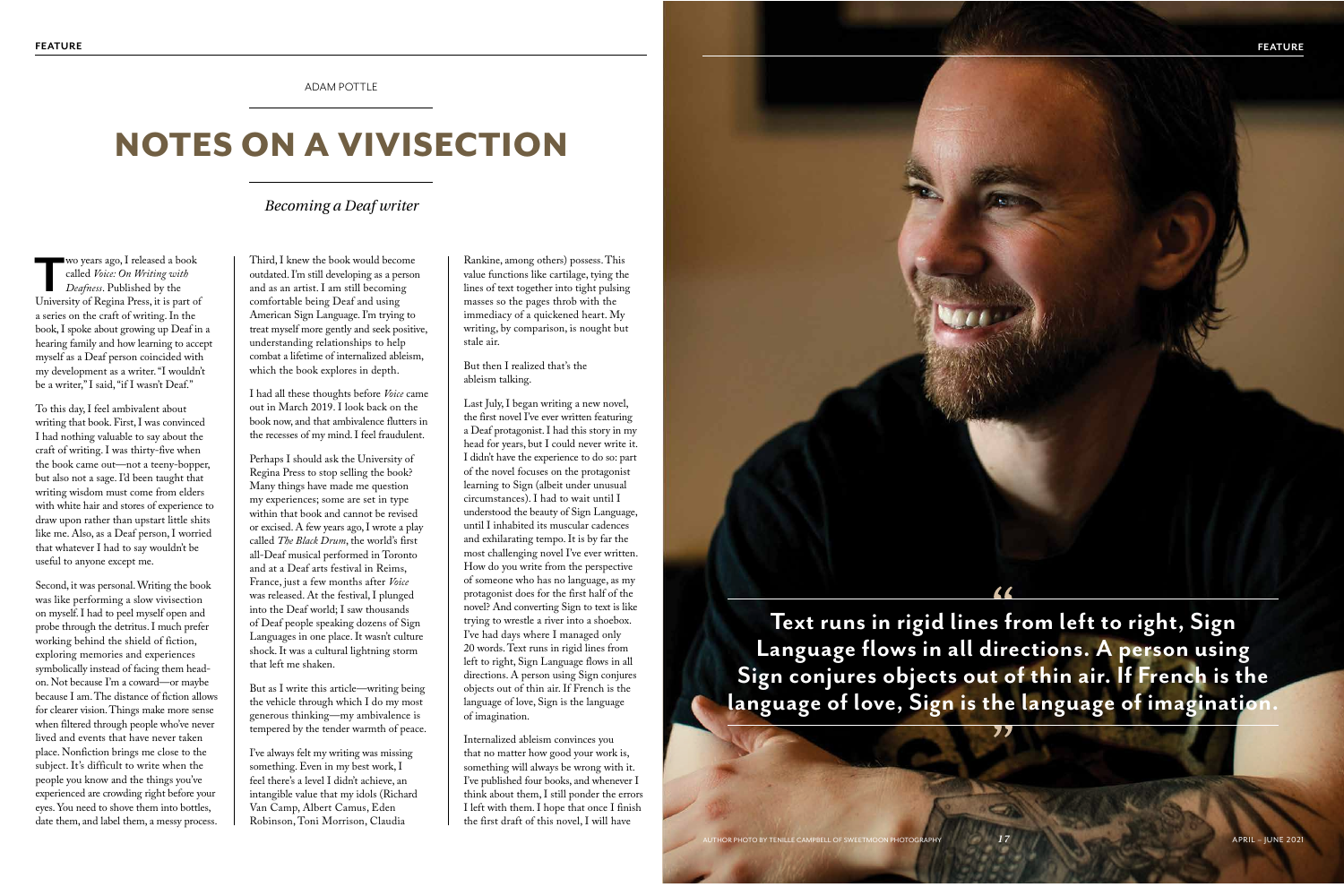ADAM POTTLE

# NOTES ON A VIVISECTION

*Becoming a Deaf writer*

Two years ago, I released a book called *Voice: On Writing with Deafness*. Published by the University of Regina Press, it is part of a series on the craft of writing. In the book, I spoke about growing up Deaf in a hearing family and how learning to accept myself as a Deaf person coincided with my development as a writer. "I wouldn't be a writer," I said, "if I wasn't Deaf."

To this day, I feel ambivalent about writing that book. First, I was convinced I had nothing valuable to say about the craft of writing. I was thirty-five when the book came out—not a teeny-bopper, but also not a sage. I'd been taught that writing wisdom must come from elders with white hair and stores of experience to draw upon rather than upstart little shits like me. Also, as a Deaf person, I worried that whatever I had to say wouldn't be useful to anyone except me.

Second, it was personal. Writing the book was like performing a slow vivisection on myself. I had to peel myself open and probe through the detritus. I much prefer working behind the shield of fiction, exploring memories and experiences symbolically instead of facing them head-on. Not because I'm a coward—or maybe because I am. The distance of fiction allows for clearer vision. Things make more sense when filtered through people who've never lived and events that have never taken place. Nonfiction brings me close to the subject. It's difficult to write when the people you know and the things you've experienced are crowding right before your eyes. You need to shove them into bottles, date them, and label them, a messy process.

Third, I knew the book would become outdated. I'm still developing as a person and as an artist. I am still becoming comfortable being Deaf and using American Sign Language. I'm trying to treat myself more gently and seek positive, understanding relationships to help combat a lifetime of internalized ableism, which the book explores in depth.

I had all these thoughts before *Voice* came out in March 2019. I look back on the book now, and that ambivalence flutters in the recesses of my mind. I feel fraudulent.

Perhaps I should ask the University of Regina Press to stop selling the book? Many things have made me question my experiences; some are set in type within that book and cannot be revised or excised. A few years ago, I wrote a play called *The Black Drum*, the world's first all-Deaf musical performed in Toronto and at a Deaf arts festival in Reims, France, just a few months after *Voice* was released. At the festival, I plunged into the Deaf world; I saw thousands of Deaf people speaking dozens of Sign Languages in one place. It wasn't culture shock. It was a cultural lightning storm that left me shaken.

But as I write this article—writing being the vehicle through which I do my most generous thinking—my ambivalence is tempered by the tender warmth of peace.

I've always felt my writing was missing something. Even in my best work, I feel there's a level I didn't achieve, an intangible value that my idols (Richard Van Camp, Albert Camus, Eden Robinson, Toni Morrison, Claudia Rankine, among others) possess. This value functions like cartilage, tying the lines of text together into tight pulsing masses so the pages throb with the immediacy of a quickened heart. My writing, by comparison, is nought but stale air.

But then I realized that's the ableism talking.

Last July, I began writing a new novel, the first novel I've ever written featuring a Deaf protagonist. I had this story in my head for years, but I could never write it. I didn't have the experience to do so: part of the novel focuses on the protagonist learning to Sign (albeit under unusual circumstances). I had to wait until I understood the beauty of Sign Language, until I inhabited its muscular cadences and exhilarating tempo. It is by far the most challenging novel I've ever written. How do you write from the perspective of someone who has no language, as my protagonist does for the first half of the novel? And converting Sign to text is like trying to wrestle a river into a shoebox. I've had days where I managed only 20 words. Text runs in rigid lines from left to right, Sign Language flows in all directions. A person using Sign conjures objects out of thin air. If French is the language of love, Sign is the language of imagination.

Internalized ableism convinces you that no matter how good your work is, something will always be wrong with it. I've published four books, and whenever I think about them, I still ponder the errors I left with them. I hope that once I finish the first draft of this novel, I will have

> **"Text runs in rigid lines from left to right, Sign Language flows in all directions. A person using Sign conjures objects out of thin air. If French is the language of love, Sign is the language of imagination."**

AUTHOR PHOTO BY TENILLE CAMPBELL OF SWEETMOON PHOTOGRAPHY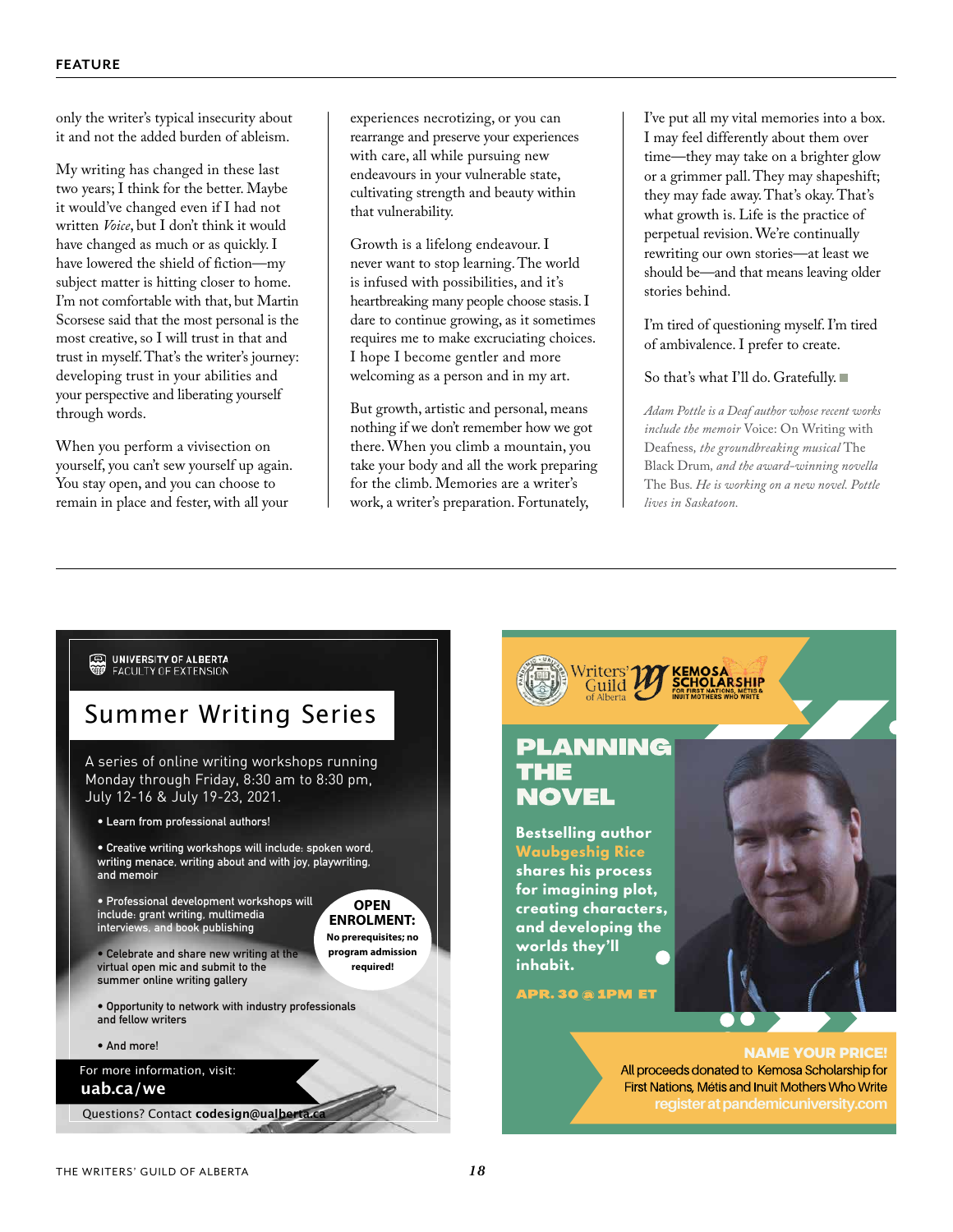only the writer's typical insecurity about it and not the added burden of ableism.

My writing has changed in these last two years; I think for the better. Maybe it would've changed even if I had not written *Voice*, but I don't think it would have changed as much or as quickly. I have lowered the shield of fiction—my subject matter is hitting closer to home. I'm not comfortable with that, but Martin Scorsese said that the most personal is the most creative, so I will trust in that and trust in myself. That's the writer's journey: developing trust in your abilities and your perspective and liberating yourself through words.

When you perform a vivisection on yourself, you can't sew yourself up again. You stay open, and you can choose to remain in place and fester, with all your experiences necrotizing, or you can rearrange and preserve your experiences with care, all while pursuing new endeavours in your vulnerable state, cultivating strength and beauty within that vulnerability.

Growth is a lifelong endeavour. I never want to stop learning. The world is infused with possibilities, and it's heartbreaking many people choose stasis. I dare to continue growing, as it sometimes requires me to make excruciating choices. I hope I become gentler and more welcoming as a person and in my art.

But growth, artistic and personal, means nothing if we don't remember how we got there. When you climb a mountain, you take your body and all the work preparing for the climb. Memories are a writer's work, a writer's preparation. Fortunately, I've put all my vital memories into a box. I may feel differently about them over time—they may take on a brighter glow or a grimmer pall. They may shapeshift; they may fade away. That's okay. That's what growth is. Life is the practice of perpetual revision. We're continually rewriting our own stories—at least we should be—and that means leaving older stories behind.

I'm tired of questioning myself. I'm tired of ambivalence. I prefer to create.

So that's what I'll do. Gratefully. ■

*Adam Pottle is a Deaf author whose recent works include the memoir* Voice: On Writing with Deafness, *the groundbreaking musical* The Black Drum, *and the award-winning novella* The Bus. *He is working on a new novel. Pottle lives in Saskatoon.*

---

UNIVERSITY OF ALBERTA
FACULTY OF EXTENSION

## Summer Writing Series

A series of online writing workshops running Monday through Friday, 8:30 am to 8:30 pm, July 12-16 & July 19-23, 2021.

- Learn from professional authors!
- Creative writing workshops will include: spoken word, writing menace, writing about and with joy, playwriting, and memoir
- Professional development workshops will include: grant writing, multimedia interviews, and book publishing
- Celebrate and share new writing at the virtual open mic and submit to the summer online writing gallery
- Opportunity to network with industry professionals and fellow writers
- And more!

**OPEN ENROLMENT:** No prerequisites; no program admission required!

For more information, visit:
**uab.ca/we**

Questions? Contact **codesign@ualberta.ca**

---

Writers' Guild of Alberta
KEMOSA SCHOLARSHIP
FOR FIRST NATIONS, MÉTIS & INUIT MOTHERS WHO WRITE

## PLANNING THE NOVEL

**Bestselling author Waubgeshig Rice shares his process for imagining plot, creating characters, and developing the worlds they'll inhabit.**

**APR. 30 @ 1PM ET**

**NAME YOUR PRICE!**
All proceeds donated to Kemosa Scholarship for First Nations, Métis and Inuit Mothers Who Write
register at pandemicuniversity.com